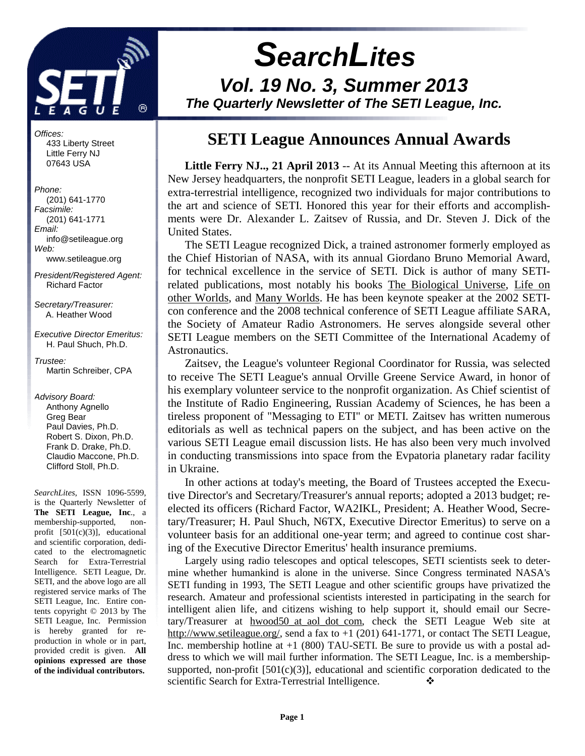# SearchLites

## Vol. 19 No. 3, Summer 2013

### The Quarterly Newsletter of The SETI League, Inc.

*Offices:*
433 Liberty Street
Little Ferry NJ
07643 USA

*Phone:*
(201) 641-1770
*Facsimile:*
(201) 641-1771
*Email:*
info@setileague.org
*Web:*
www.setileague.org

*President/Registered Agent:*
Richard Factor

*Secretary/Treasurer:*
A. Heather Wood

*Executive Director Emeritus:*
H. Paul Shuch, Ph.D.

*Trustee:*
Martin Schreiber, CPA

*Advisory Board:*
Anthony Agnello
Greg Bear
Paul Davies, Ph.D.
Robert S. Dixon, Ph.D.
Frank D. Drake, Ph.D.
Claudio Maccone, Ph.D.
Clifford Stoll, Ph.D.

*SearchLites*, ISSN 1096-5599, is the Quarterly Newsletter of **The SETI League, Inc.**, a membership-supported, non-profit [501(c)(3)], educational and scientific corporation, dedicated to the electromagnetic Search for Extra-Terrestrial Intelligence. SETI League, Dr. SETI, and the above logo are all registered service marks of The SETI League, Inc. Entire contents copyright © 2013 by The SETI League, Inc. Permission is hereby granted for reproduction in whole or in part, provided credit is given. **All opinions expressed are those of the individual contributors.**

## SETI League Announces Annual Awards

**Little Ferry NJ.., 21 April 2013** -- At its Annual Meeting this afternoon at its New Jersey headquarters, the nonprofit SETI League, leaders in a global search for extra-terrestrial intelligence, recognized two individuals for major contributions to the art and science of SETI. Honored this year for their efforts and accomplishments were Dr. Alexander L. Zaitsev of Russia, and Dr. Steven J. Dick of the United States.

The SETI League recognized Dick, a trained astronomer formerly employed as the Chief Historian of NASA, with its annual Giordano Bruno Memorial Award, for technical excellence in the service of SETI. Dick is author of many SETI-related publications, most notably his books The Biological Universe, Life on other Worlds, and Many Worlds. He has been keynote speaker at the 2002 SETIcon conference and the 2008 technical conference of SETI League affiliate SARA, the Society of Amateur Radio Astronomers. He serves alongside several other SETI League members on the SETI Committee of the International Academy of Astronautics.

Zaitsev, the League's volunteer Regional Coordinator for Russia, was selected to receive The SETI League's annual Orville Greene Service Award, in honor of his exemplary volunteer service to the nonprofit organization. As Chief scientist of the Institute of Radio Engineering, Russian Academy of Sciences, he has been a tireless proponent of "Messaging to ETI" or METI. Zaitsev has written numerous editorials as well as technical papers on the subject, and has been active on the various SETI League email discussion lists. He has also been very much involved in conducting transmissions into space from the Evpatoria planetary radar facility in Ukraine.

In other actions at today's meeting, the Board of Trustees accepted the Executive Director's and Secretary/Treasurer's annual reports; adopted a 2013 budget; reelected its officers (Richard Factor, WA2IKL, President; A. Heather Wood, Secretary/Treasurer; H. Paul Shuch, N6TX, Executive Director Emeritus) to serve on a volunteer basis for an additional one-year term; and agreed to continue cost sharing of the Executive Director Emeritus' health insurance premiums.

Largely using radio telescopes and optical telescopes, SETI scientists seek to determine whether humankind is alone in the universe. Since Congress terminated NASA's SETI funding in 1993, The SETI League and other scientific groups have privatized the research. Amateur and professional scientists interested in participating in the search for intelligent alien life, and citizens wishing to help support it, should email our Secretary/Treasurer at hwood50 at aol dot com, check the SETI League Web site at http://www.setileague.org/, send a fax to +1 (201) 641-1771, or contact The SETI League, Inc. membership hotline at +1 (800) TAU-SETI. Be sure to provide us with a postal address to which we will mail further information. The SETI League, Inc. is a membership-supported, non-profit [501(c)(3)], educational and scientific corporation dedicated to the scientific Search for Extra-Terrestrial Intelligence. ❖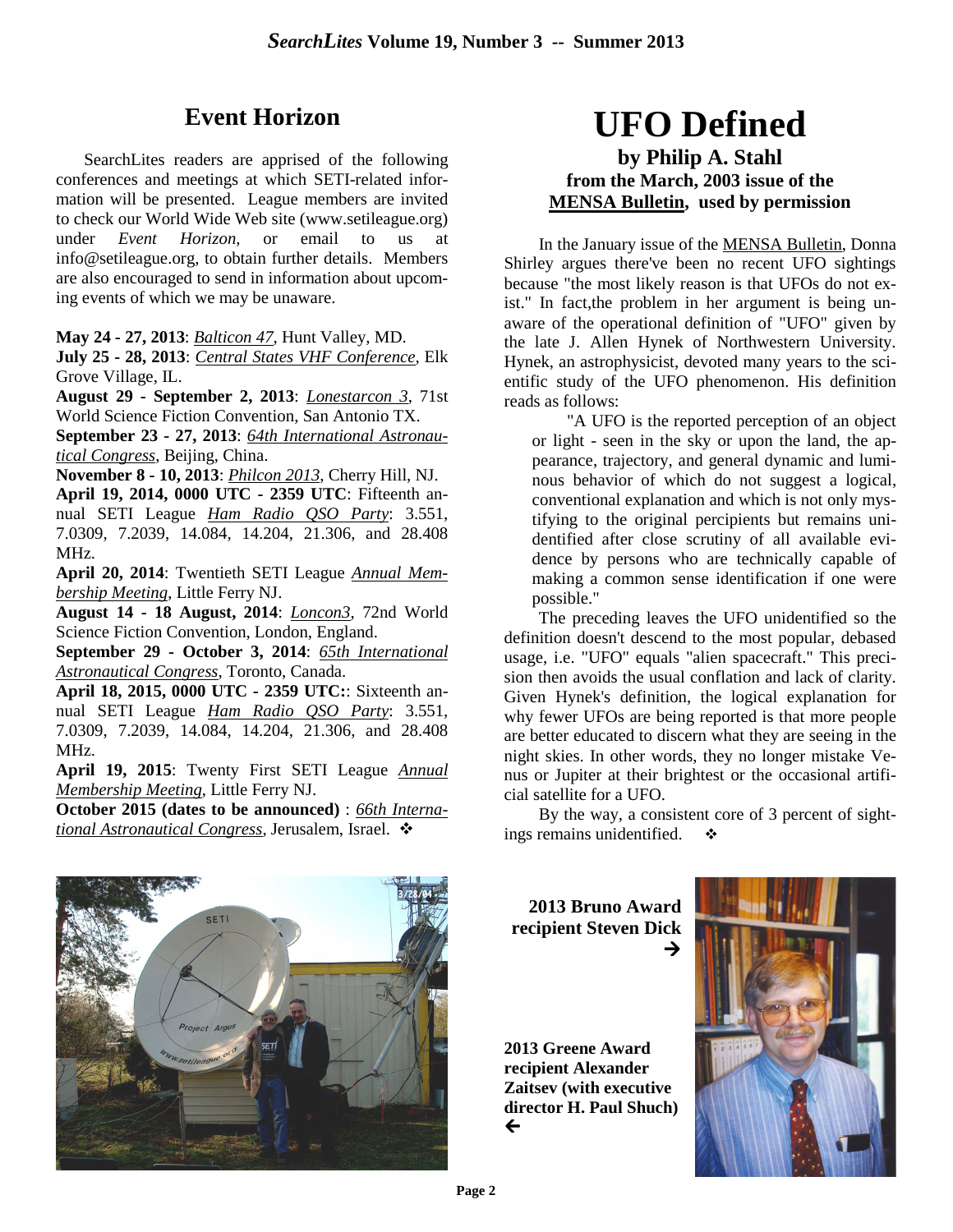## Event Horizon

SearchLites readers are apprised of the following conferences and meetings at which SETI-related information will be presented. League members are invited to check our World Wide Web site (www.setileague.org) under *Event Horizon*, or email to us at info@setileague.org, to obtain further details. Members are also encouraged to send in information about upcoming events of which we may be unaware.

**May 24 - 27, 2013**: *Balticon 47*, Hunt Valley, MD.
**July 25 - 28, 2013**: *Central States VHF Conference*, Elk Grove Village, IL.
**August 29 - September 2, 2013**: *Lonestarcon 3*, 71st World Science Fiction Convention, San Antonio TX.
**September 23 - 27, 2013**: *64th International Astronautical Congress*, Beijing, China.
**November 8 - 10, 2013**: *Philcon 2013*, Cherry Hill, NJ.
**April 19, 2014, 0000 UTC - 2359 UTC**: Fifteenth annual SETI League *Ham Radio QSO Party*: 3.551, 7.0309, 7.2039, 14.084, 14.204, 21.306, and 28.408 MHz.
**April 20, 2014**: Twentieth SETI League *Annual Membership Meeting*, Little Ferry NJ.
**August 14 - 18 August, 2014**: *Loncon3*, 72nd World Science Fiction Convention, London, England.
**September 29 - October 3, 2014**: *65th International Astronautical Congress*, Toronto, Canada.
**April 18, 2015, 0000 UTC - 2359 UTC:**: Sixteenth annual SETI League *Ham Radio QSO Party*: 3.551, 7.0309, 7.2039, 14.084, 14.204, 21.306, and 28.408 MHz.
**April 19, 2015**: Twenty First SETI League *Annual Membership Meeting*, Little Ferry NJ.
**October 2015 (dates to be announced)** : *66th International Astronautical Congress*, Jerusalem, Israel. ❖

# UFO Defined

**by Philip A. Stahl**
**from the March, 2003 issue of the MENSA Bulletin, used by permission**

In the January issue of the MENSA Bulletin, Donna Shirley argues there've been no recent UFO sightings because "the most likely reason is that UFOs do not exist." In fact,the problem in her argument is being unaware of the operational definition of "UFO" given by the late J. Allen Hynek of Northwestern University. Hynek, an astrophysicist, devoted many years to the scientific study of the UFO phenomenon. His definition reads as follows:

> "A UFO is the reported perception of an object or light - seen in the sky or upon the land, the appearance, trajectory, and general dynamic and luminous behavior of which do not suggest a logical, conventional explanation and which is not only mystifying to the original percipients but remains unidentified after close scrutiny of all available evidence by persons who are technically capable of making a common sense identification if one were possible."

The preceding leaves the UFO unidentified so the definition doesn't descend to the most popular, debased usage, i.e. "UFO" equals "alien spacecraft." This precision then avoids the usual conflation and lack of clarity. Given Hynek's definition, the logical explanation for why fewer UFOs are being reported is that more people are better educated to discern what they are seeing in the night skies. In other words, they no longer mistake Venus or Jupiter at their brightest or the occasional artificial satellite for a UFO.

By the way, a consistent core of 3 percent of sightings remains unidentified. ❖

**2013 Bruno Award recipient Steven Dick** →

**2013 Greene Award recipient Alexander Zaitsev (with executive director H. Paul Shuch)** ←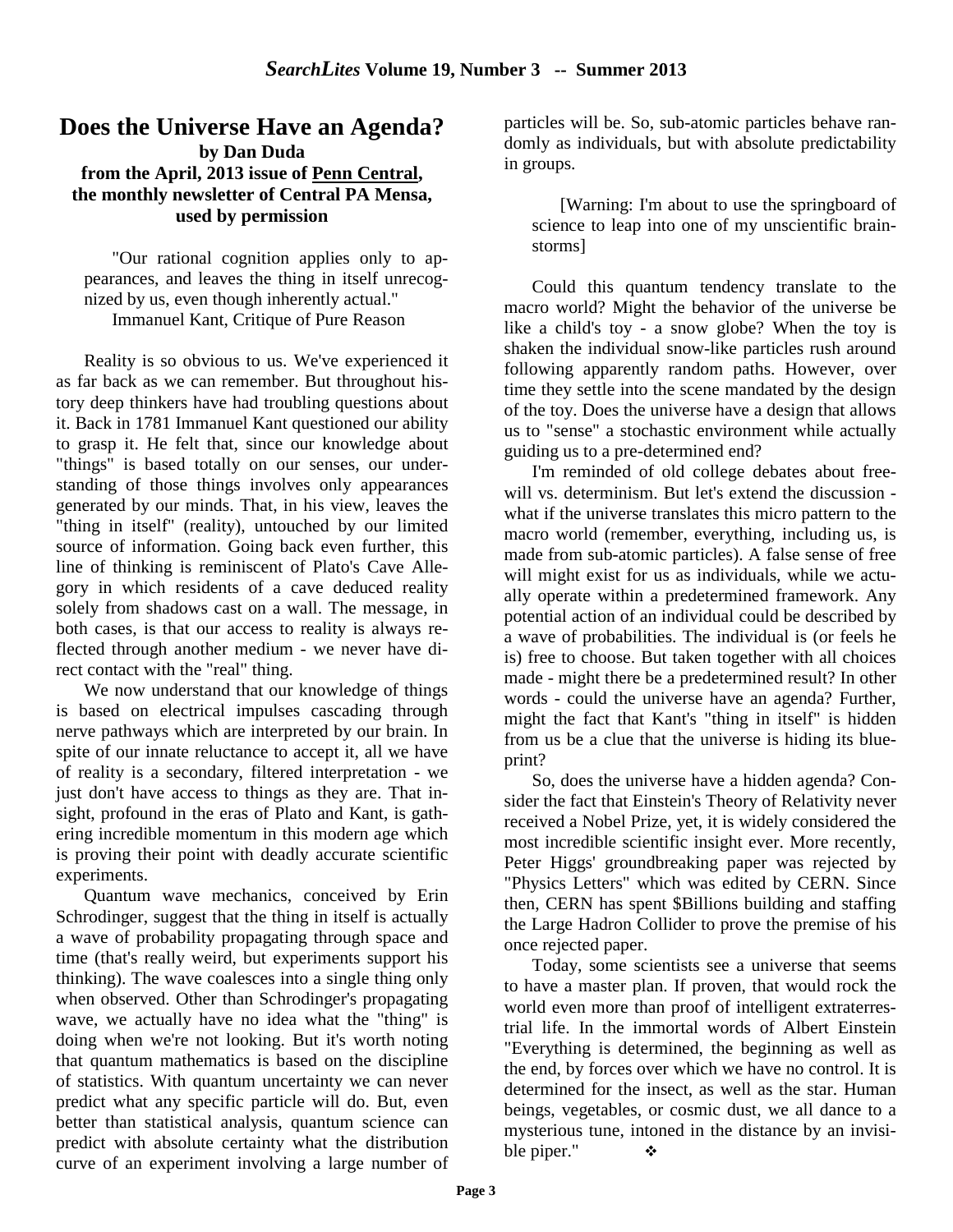# Does the Universe Have an Agenda?

**by Dan Duda**
**from the April, 2013 issue of Penn Central, the monthly newsletter of Central PA Mensa, used by permission**

> "Our rational cognition applies only to appearances, and leaves the thing in itself unrecognized by us, even though inherently actual."
> Immanuel Kant, Critique of Pure Reason

Reality is so obvious to us. We've experienced it as far back as we can remember. But throughout history deep thinkers have had troubling questions about it. Back in 1781 Immanuel Kant questioned our ability to grasp it. He felt that, since our knowledge about "things" is based totally on our senses, our understanding of those things involves only appearances generated by our minds. That, in his view, leaves the "thing in itself" (reality), untouched by our limited source of information. Going back even further, this line of thinking is reminiscent of Plato's Cave Allegory in which residents of a cave deduced reality solely from shadows cast on a wall. The message, in both cases, is that our access to reality is always reflected through another medium - we never have direct contact with the "real" thing.

We now understand that our knowledge of things is based on electrical impulses cascading through nerve pathways which are interpreted by our brain. In spite of our innate reluctance to accept it, all we have of reality is a secondary, filtered interpretation - we just don't have access to things as they are. That insight, profound in the eras of Plato and Kant, is gathering incredible momentum in this modern age which is proving their point with deadly accurate scientific experiments.

Quantum wave mechanics, conceived by Erin Schrodinger, suggest that the thing in itself is actually a wave of probability propagating through space and time (that's really weird, but experiments support his thinking). The wave coalesces into a single thing only when observed. Other than Schrodinger's propagating wave, we actually have no idea what the "thing" is doing when we're not looking. But it's worth noting that quantum mathematics is based on the discipline of statistics. With quantum uncertainty we can never predict what any specific particle will do. But, even better than statistical analysis, quantum science can predict with absolute certainty what the distribution curve of an experiment involving a large number of particles will be. So, sub-atomic particles behave randomly as individuals, but with absolute predictability in groups.

> [Warning: I'm about to use the springboard of science to leap into one of my unscientific brainstorms]

Could this quantum tendency translate to the macro world? Might the behavior of the universe be like a child's toy - a snow globe? When the toy is shaken the individual snow-like particles rush around following apparently random paths. However, over time they settle into the scene mandated by the design of the toy. Does the universe have a design that allows us to "sense" a stochastic environment while actually guiding us to a pre-determined end?

I'm reminded of old college debates about free-will vs. determinism. But let's extend the discussion - what if the universe translates this micro pattern to the macro world (remember, everything, including us, is made from sub-atomic particles). A false sense of free will might exist for us as individuals, while we actually operate within a predetermined framework. Any potential action of an individual could be described by a wave of probabilities. The individual is (or feels he is) free to choose. But taken together with all choices made - might there be a predetermined result? In other words - could the universe have an agenda? Further, might the fact that Kant's "thing in itself" is hidden from us be a clue that the universe is hiding its blueprint?

So, does the universe have a hidden agenda? Consider the fact that Einstein's Theory of Relativity never received a Nobel Prize, yet, it is widely considered the most incredible scientific insight ever. More recently, Peter Higgs' groundbreaking paper was rejected by "Physics Letters" which was edited by CERN. Since then, CERN has spent $Billions building and staffing the Large Hadron Collider to prove the premise of his once rejected paper.

Today, some scientists see a universe that seems to have a master plan. If proven, that would rock the world even more than proof of intelligent extraterrestrial life. In the immortal words of Albert Einstein "Everything is determined, the beginning as well as the end, by forces over which we have no control. It is determined for the insect, as well as the star. Human beings, vegetables, or cosmic dust, we all dance to a mysterious tune, intoned in the distance by an invisible piper." ❖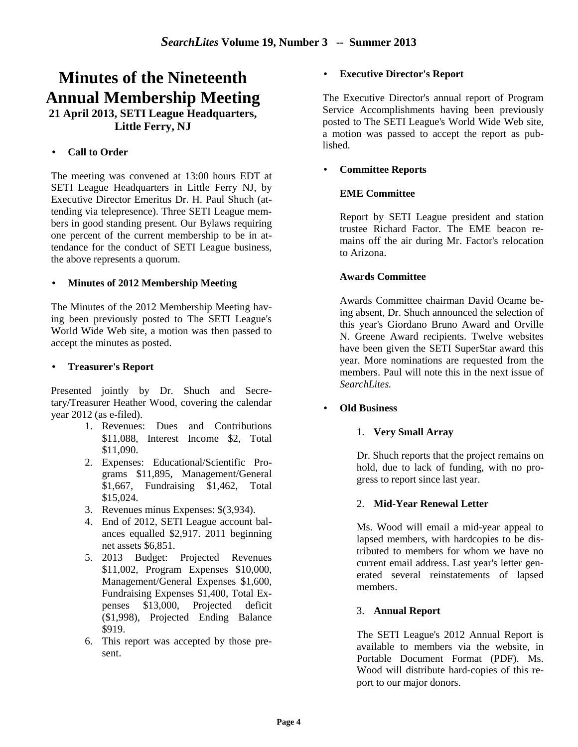# Minutes of the Nineteenth Annual Membership Meeting

### 21 April 2013, SETI League Headquarters, Little Ferry, NJ

- **Call to Order**

The meeting was convened at 13:00 hours EDT at SETI League Headquarters in Little Ferry NJ, by Executive Director Emeritus Dr. H. Paul Shuch (attending via telepresence). Three SETI League members in good standing present. Our Bylaws requiring one percent of the current membership to be in attendance for the conduct of SETI League business, the above represents a quorum.

- **Minutes of 2012 Membership Meeting**

The Minutes of the 2012 Membership Meeting having been previously posted to The SETI League's World Wide Web site, a motion was then passed to accept the minutes as posted.

- **Treasurer's Report**

Presented jointly by Dr. Shuch and Secretary/Treasurer Heather Wood, covering the calendar year 2012 (as e-filed).

1. Revenues: Dues and Contributions $11,088, Interest Income $2, Total $11,090.
2. Expenses: Educational/Scientific Programs $11,895, Management/General $1,667, Fundraising $1,462, Total $15,024.
3. Revenues minus Expenses: $(3,934).
4. End of 2012, SETI League account balances equalled $2,917. 2011 beginning net assets $6,851.
5. 2013 Budget: Projected Revenues $11,002, Program Expenses $10,000, Management/General Expenses $1,600, Fundraising Expenses $1,400, Total Expenses $13,000, Projected deficit ($1,998), Projected Ending Balance $919.
6. This report was accepted by those present.

- **Executive Director's Report**

The Executive Director's annual report of Program Service Accomplishments having been previously posted to The SETI League's World Wide Web site, a motion was passed to accept the report as published.

- **Committee Reports**

**EME Committee**

Report by SETI League president and station trustee Richard Factor. The EME beacon remains off the air during Mr. Factor's relocation to Arizona.

**Awards Committee**

Awards Committee chairman David Ocame being absent, Dr. Shuch announced the selection of this year's Giordano Bruno Award and Orville N. Greene Award recipients. Twelve websites have been given the SETI SuperStar award this year. More nominations are requested from the members. Paul will note this in the next issue of *SearchLites.*

- **Old Business**

1. **Very Small Array**

   Dr. Shuch reports that the project remains on hold, due to lack of funding, with no progress to report since last year.

2. **Mid-Year Renewal Letter**

   Ms. Wood will email a mid-year appeal to lapsed members, with hardcopies to be distributed to members for whom we have no current email address. Last year's letter generated several reinstatements of lapsed members.

3. **Annual Report**

   The SETI League's 2012 Annual Report is available to members via the website, in Portable Document Format (PDF). Ms. Wood will distribute hard-copies of this report to our major donors.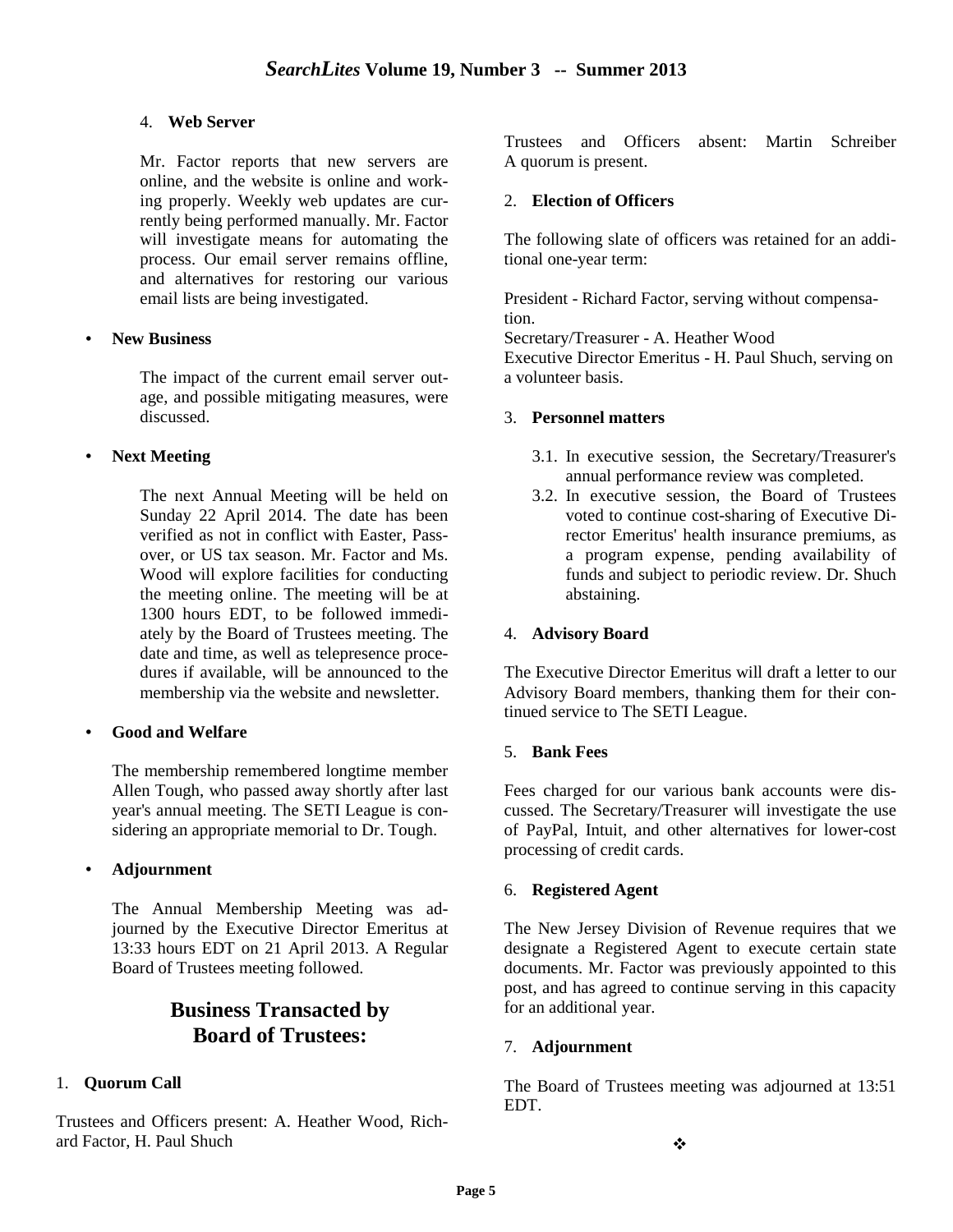4. **Web Server**

Mr. Factor reports that new servers are online, and the website is online and working properly. Weekly web updates are currently being performed manually. Mr. Factor will investigate means for automating the process. Our email server remains offline, and alternatives for restoring our various email lists are being investigated.

- **New Business**

  The impact of the current email server outage, and possible mitigating measures, were discussed.

- **Next Meeting**

  The next Annual Meeting will be held on Sunday 22 April 2014. The date has been verified as not in conflict with Easter, Passover, or US tax season. Mr. Factor and Ms. Wood will explore facilities for conducting the meeting online. The meeting will be at 1300 hours EDT, to be followed immediately by the Board of Trustees meeting. The date and time, as well as telepresence procedures if available, will be announced to the membership via the website and newsletter.

- **Good and Welfare**

  The membership remembered longtime member Allen Tough, who passed away shortly after last year's annual meeting. The SETI League is considering an appropriate memorial to Dr. Tough.

- **Adjournment**

  The Annual Membership Meeting was adjourned by the Executive Director Emeritus at 13:33 hours EDT on 21 April 2013. A Regular Board of Trustees meeting followed.

## Business Transacted by Board of Trustees:

1. **Quorum Call**

Trustees and Officers present: A. Heather Wood, Richard Factor, H. Paul Shuch

Trustees and Officers absent: Martin Schreiber
A quorum is present.

2. **Election of Officers**

The following slate of officers was retained for an additional one-year term:

President - Richard Factor, serving without compensation.
Secretary/Treasurer - A. Heather Wood
Executive Director Emeritus - H. Paul Shuch, serving on a volunteer basis.

3. **Personnel matters**

3.1. In executive session, the Secretary/Treasurer's annual performance review was completed.
3.2. In executive session, the Board of Trustees voted to continue cost-sharing of Executive Director Emeritus' health insurance premiums, as a program expense, pending availability of funds and subject to periodic review. Dr. Shuch abstaining.

4. **Advisory Board**

The Executive Director Emeritus will draft a letter to our Advisory Board members, thanking them for their continued service to The SETI League.

5. **Bank Fees**

Fees charged for our various bank accounts were discussed. The Secretary/Treasurer will investigate the use of PayPal, Intuit, and other alternatives for lower-cost processing of credit cards.

6. **Registered Agent**

The New Jersey Division of Revenue requires that we designate a Registered Agent to execute certain state documents. Mr. Factor was previously appointed to this post, and has agreed to continue serving in this capacity for an additional year.

7. **Adjournment**

The Board of Trustees meeting was adjourned at 13:51 EDT.

❖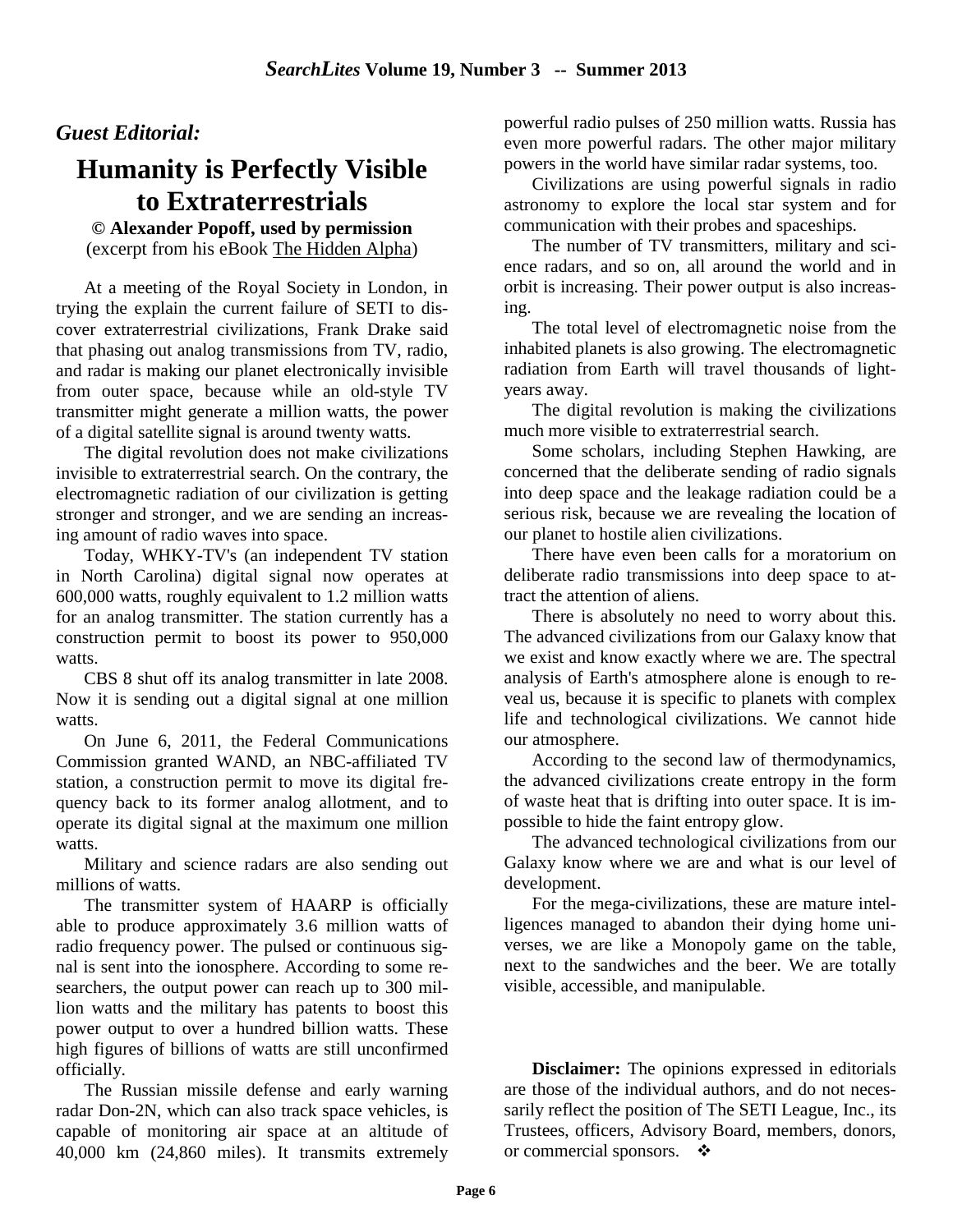*Guest Editorial:*

# Humanity is Perfectly Visible to Extraterrestrials

**© Alexander Popoff, used by permission**
(excerpt from his eBook The Hidden Alpha)

At a meeting of the Royal Society in London, in trying the explain the current failure of SETI to discover extraterrestrial civilizations, Frank Drake said that phasing out analog transmissions from TV, radio, and radar is making our planet electronically invisible from outer space, because while an old-style TV transmitter might generate a million watts, the power of a digital satellite signal is around twenty watts.

The digital revolution does not make civilizations invisible to extraterrestrial search. On the contrary, the electromagnetic radiation of our civilization is getting stronger and stronger, and we are sending an increasing amount of radio waves into space.

Today, WHKY-TV's (an independent TV station in North Carolina) digital signal now operates at 600,000 watts, roughly equivalent to 1.2 million watts for an analog transmitter. The station currently has a construction permit to boost its power to 950,000 watts.

CBS 8 shut off its analog transmitter in late 2008. Now it is sending out a digital signal at one million watts.

On June 6, 2011, the Federal Communications Commission granted WAND, an NBC-affiliated TV station, a construction permit to move its digital frequency back to its former analog allotment, and to operate its digital signal at the maximum one million watts.

Military and science radars are also sending out millions of watts.

The transmitter system of HAARP is officially able to produce approximately 3.6 million watts of radio frequency power. The pulsed or continuous signal is sent into the ionosphere. According to some researchers, the output power can reach up to 300 million watts and the military has patents to boost this power output to over a hundred billion watts. These high figures of billions of watts are still unconfirmed officially.

The Russian missile defense and early warning radar Don-2N, which can also track space vehicles, is capable of monitoring air space at an altitude of 40,000 km (24,860 miles). It transmits extremely powerful radio pulses of 250 million watts. Russia has even more powerful radars. The other major military powers in the world have similar radar systems, too.

Civilizations are using powerful signals in radio astronomy to explore the local star system and for communication with their probes and spaceships.

The number of TV transmitters, military and science radars, and so on, all around the world and in orbit is increasing. Their power output is also increasing.

The total level of electromagnetic noise from the inhabited planets is also growing. The electromagnetic radiation from Earth will travel thousands of light-years away.

The digital revolution is making the civilizations much more visible to extraterrestrial search.

Some scholars, including Stephen Hawking, are concerned that the deliberate sending of radio signals into deep space and the leakage radiation could be a serious risk, because we are revealing the location of our planet to hostile alien civilizations.

There have even been calls for a moratorium on deliberate radio transmissions into deep space to attract the attention of aliens.

There is absolutely no need to worry about this. The advanced civilizations from our Galaxy know that we exist and know exactly where we are. The spectral analysis of Earth's atmosphere alone is enough to reveal us, because it is specific to planets with complex life and technological civilizations. We cannot hide our atmosphere.

According to the second law of thermodynamics, the advanced civilizations create entropy in the form of waste heat that is drifting into outer space. It is impossible to hide the faint entropy glow.

The advanced technological civilizations from our Galaxy know where we are and what is our level of development.

For the mega-civilizations, these are mature intelligences managed to abandon their dying home universes, we are like a Monopoly game on the table, next to the sandwiches and the beer. We are totally visible, accessible, and manipulable.

**Disclaimer:** The opinions expressed in editorials are those of the individual authors, and do not necessarily reflect the position of The SETI League, Inc., its Trustees, officers, Advisory Board, members, donors, or commercial sponsors. ❖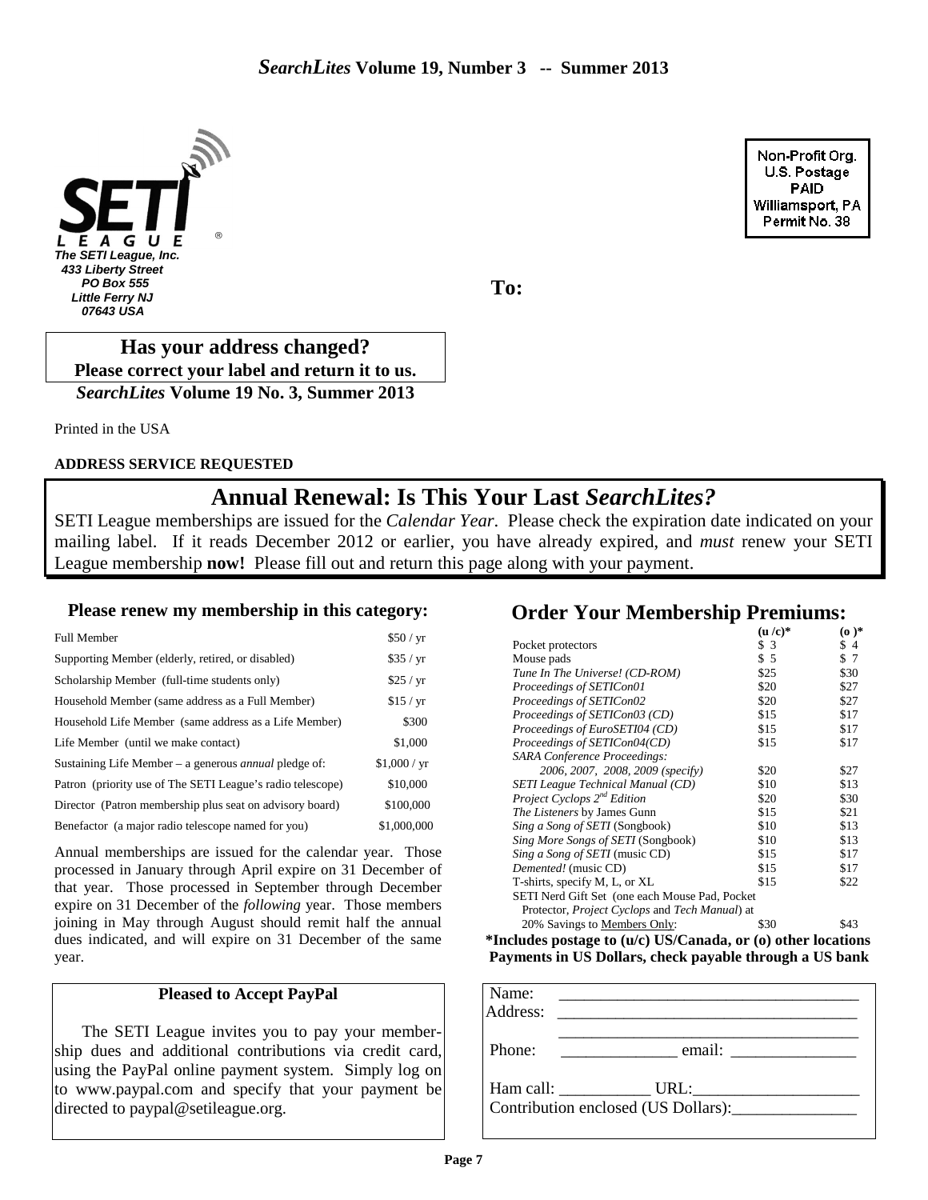*SearchLites* **Volume 19, Number 3 -- Summer 2013**

The SETI League, Inc.
433 Liberty Street
PO Box 555
Little Ferry NJ
07643 USA

Non-Profit Org.
U.S. Postage
PAID
Williamsport, PA
Permit No. 38

**To:**

**Has your address changed?**
**Please correct your label and return it to us.**
***SearchLites* Volume 19 No. 3, Summer 2013**

Printed in the USA

**ADDRESS SERVICE REQUESTED**

## Annual Renewal: Is This Your Last *SearchLites?*

SETI League memberships are issued for the *Calendar Year*. Please check the expiration date indicated on your mailing label. If it reads December 2012 or earlier, you have already expired, and *must* renew your SETI League membership **now!** Please fill out and return this page along with your payment.

### Please renew my membership in this category:

| | |
|---|---|
| Full Member | \$50 / yr |
| Supporting Member (elderly, retired, or disabled) | \$35 / yr |
| Scholarship Member (full-time students only) | \$25 / yr |
| Household Member (same address as a Full Member) | \$15 / yr |
| Household Life Member (same address as a Life Member) | \$300 |
| Life Member (until we make contact) | \$1,000 |
| Sustaining Life Member – a generous *annual* pledge of: | \$1,000 / yr |
| Patron (priority use of The SETI League's radio telescope) | \$10,000 |
| Director (Patron membership plus seat on advisory board) | \$100,000 |
| Benefactor (a major radio telescope named for you) | \$1,000,000 |

Annual memberships are issued for the calendar year. Those processed in January through April expire on 31 December of that year. Those processed in September through December expire on 31 December of the *following* year. Those members joining in May through August should remit half the annual dues indicated, and will expire on 31 December of the same year.

**Pleased to Accept PayPal**

The SETI League invites you to pay your membership dues and additional contributions via credit card, using the PayPal online payment system. Simply log on to www.paypal.com and specify that your payment be directed to paypal@setileague.org.

## Order Your Membership Premiums:

| | (u /c)* | (o )* |
|---|---|---|
| Pocket protectors | \$ 3 | \$ 4 |
| Mouse pads | \$ 5 | \$ 7 |
| *Tune In The Universe! (CD-ROM)* | \$25 | \$30 |
| *Proceedings of SETICon01* | \$20 | \$27 |
| *Proceedings of SETICon02* | \$20 | \$27 |
| *Proceedings of SETICon03 (CD)* | \$15 | \$17 |
| *Proceedings of EuroSETI04 (CD)* | \$15 | \$17 |
| *Proceedings of SETICon04(CD)* | \$15 | \$17 |
| *SARA Conference Proceedings: 2006, 2007, 2008, 2009 (specify)* | \$20 | \$27 |
| *SETI League Technical Manual (CD)* | \$10 | \$13 |
| *Project Cyclops 2nd Edition* | \$20 | \$30 |
| *The Listeners* by James Gunn | \$15 | \$21 |
| *Sing a Song of SETI* (Songbook) | \$10 | \$13 |
| *Sing More Songs of SETI* (Songbook) | \$10 | \$13 |
| *Sing a Song of SETI* (music CD) | \$15 | \$17 |
| *Demented!* (music CD) | \$15 | \$17 |
| T-shirts, specify M, L, or XL | \$15 | \$22 |
| SETI Nerd Gift Set (one each Mouse Pad, Pocket Protector, *Project Cyclops* and *Tech Manual*) at 20% Savings to Members Only: | \$30 | \$43 |

**\*Includes postage to (u/c) US/Canada, or (o) other locations**
**Payments in US Dollars, check payable through a US bank**

Name: ____________________________________
Address: ____________________________________
____________________________________
Phone: ______________ email: _______________
Ham call: ___________ URL: ____________________
Contribution enclosed (US Dollars): _______________